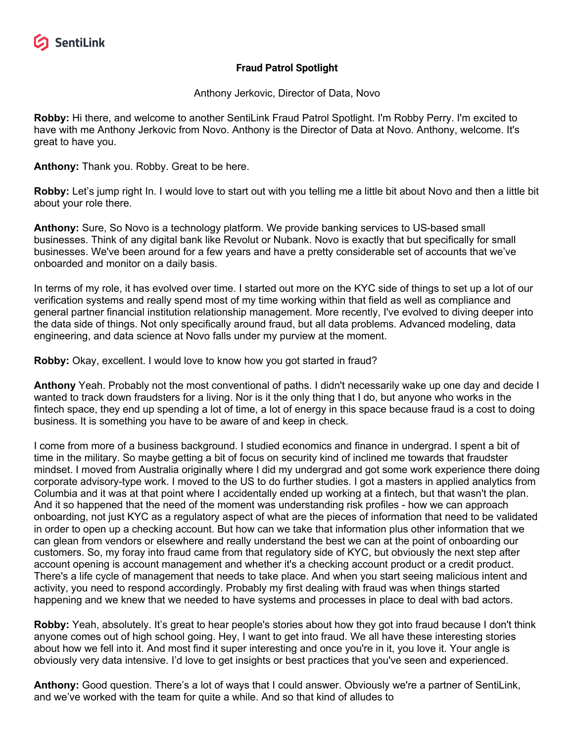**Fraud Patrol Spotlight**

Anthony Jerkovic, Director of Data, Novo

**Robby:** Hi there, and welcome to another SentiLink Fraud Patrol Spotlight. I'm Robby Perry. I'm excited to have with me Anthony Jerkovic from Novo. Anthony is the Director of Data at Novo. Anthony, welcome. It's great to have you.

**Anthony:** Thank you. Robby. Great to be here.

**Robby:** Let's jump right In. I would love to start out with you telling me a little bit about Novo and then a little bit about your role there.

**Anthony:** Sure, So Novo is a technology platform. We provide banking services to US-based small businesses. Think of any digital bank like Revolut or Nubank. Novo is exactly that but specifically for small businesses. We've been around for a few years and have a pretty considerable set of accounts that we've onboarded and monitor on a daily basis.

In terms of my role, it has evolved over time. I started out more on the KYC side of things to set up a lot of our verification systems and really spend most of my time working within that field as well as compliance and general partner financial institution relationship management. More recently, I've evolved to diving deeper into the data side of things. Not only specifically around fraud, but all data problems. Advanced modeling, data engineering, and data science at Novo falls under my purview at the moment.

**Robby:** Okay, excellent. I would love to know how you got started in fraud?

**Anthony** Yeah. Probably not the most conventional of paths. I didn't necessarily wake up one day and decide I wanted to track down fraudsters for a living. Nor is it the only thing that I do, but anyone who works in the fintech space, they end up spending a lot of time, a lot of energy in this space because fraud is a cost to doing business. It is something you have to be aware of and keep in check.

I come from more of a business background. I studied economics and finance in undergrad. I spent a bit of time in the military. So maybe getting a bit of focus on security kind of inclined me towards that fraudster mindset. I moved from Australia originally where I did my undergrad and got some work experience there doing corporate advisory-type work. I moved to the US to do further studies. I got a masters in applied analytics from Columbia and it was at that point where I accidentally ended up working at a fintech, but that wasn't the plan. And it so happened that the need of the moment was understanding risk profiles - how we can approach onboarding, not just KYC as a regulatory aspect of what are the pieces of information that need to be validated in order to open up a checking account. But how can we take that information plus other information that we can glean from vendors or elsewhere and really understand the best we can at the point of onboarding our customers. So, my foray into fraud came from that regulatory side of KYC, but obviously the next step after account opening is account management and whether it's a checking account product or a credit product. There's a life cycle of management that needs to take place. And when you start seeing malicious intent and activity, you need to respond accordingly. Probably my first dealing with fraud was when things started happening and we knew that we needed to have systems and processes in place to deal with bad actors.

**Robby:** Yeah, absolutely. It's great to hear people's stories about how they got into fraud because I don't think anyone comes out of high school going. Hey, I want to get into fraud. We all have these interesting stories about how we fell into it. And most find it super interesting and once you're in it, you love it. Your angle is obviously very data intensive. I'd love to get insights or best practices that you've seen and experienced.

**Anthony:** Good question. There's a lot of ways that I could answer. Obviously we're a partner of SentiLink, and we've worked with the team for quite a while. And so that kind of alludes to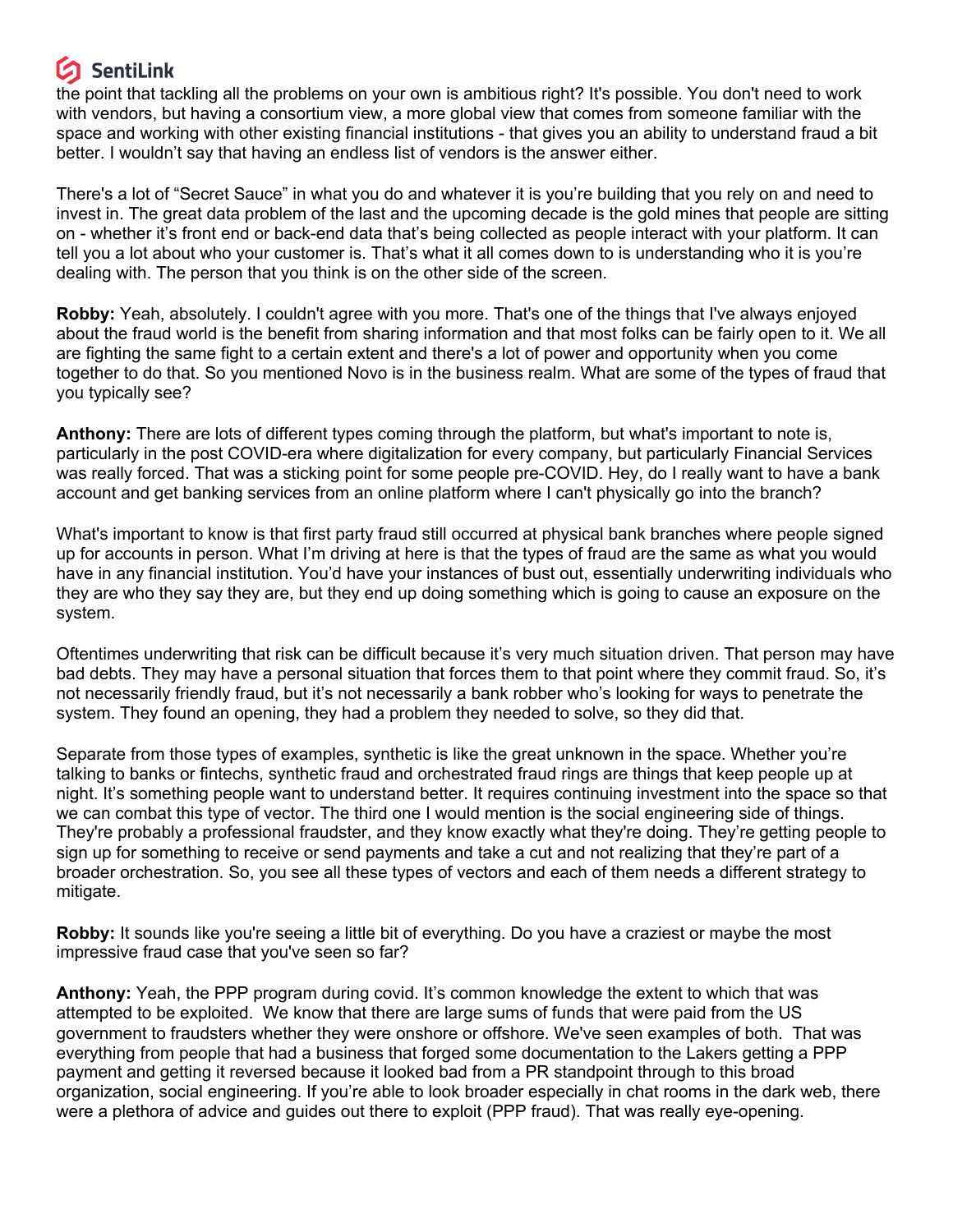the point that tackling all the problems on your own is ambitious right? It's possible. You don't need to work with vendors, but having a consortium view, a more global view that comes from someone familiar with the space and working with other existing financial institutions - that gives you an ability to understand fraud a bit better. I wouldn't say that having an endless list of vendors is the answer either.

There's a lot of "Secret Sauce" in what you do and whatever it is you're building that you rely on and need to invest in. The great data problem of the last and the upcoming decade is the gold mines that people are sitting on - whether it's front end or back-end data that's being collected as people interact with your platform. It can tell you a lot about who your customer is. That's what it all comes down to is understanding who it is you're dealing with. The person that you think is on the other side of the screen.

**Robby:** Yeah, absolutely. I couldn't agree with you more. That's one of the things that I've always enjoyed about the fraud world is the benefit from sharing information and that most folks can be fairly open to it. We all are fighting the same fight to a certain extent and there's a lot of power and opportunity when you come together to do that. So you mentioned Novo is in the business realm. What are some of the types of fraud that you typically see?

**Anthony:** There are lots of different types coming through the platform, but what's important to note is, particularly in the post COVID-era where digitalization for every company, but particularly Financial Services was really forced. That was a sticking point for some people pre-COVID. Hey, do I really want to have a bank account and get banking services from an online platform where I can't physically go into the branch?

What's important to know is that first party fraud still occurred at physical bank branches where people signed up for accounts in person. What I'm driving at here is that the types of fraud are the same as what you would have in any financial institution. You'd have your instances of bust out, essentially underwriting individuals who they are who they say they are, but they end up doing something which is going to cause an exposure on the system.

Oftentimes underwriting that risk can be difficult because it's very much situation driven. That person may have bad debts. They may have a personal situation that forces them to that point where they commit fraud. So, it's not necessarily friendly fraud, but it's not necessarily a bank robber who's looking for ways to penetrate the system. They found an opening, they had a problem they needed to solve, so they did that.

Separate from those types of examples, synthetic is like the great unknown in the space. Whether you're talking to banks or fintechs, synthetic fraud and orchestrated fraud rings are things that keep people up at night. It's something people want to understand better. It requires continuing investment into the space so that we can combat this type of vector. The third one I would mention is the social engineering side of things. They're probably a professional fraudster, and they know exactly what they're doing. They're getting people to sign up for something to receive or send payments and take a cut and not realizing that they're part of a broader orchestration. So, you see all these types of vectors and each of them needs a different strategy to mitigate.

**Robby:** It sounds like you're seeing a little bit of everything. Do you have a craziest or maybe the most impressive fraud case that you've seen so far?

**Anthony:** Yeah, the PPP program during covid. It's common knowledge the extent to which that was attempted to be exploited. We know that there are large sums of funds that were paid from the US government to fraudsters whether they were onshore or offshore. We've seen examples of both. That was everything from people that had a business that forged some documentation to the Lakers getting a PPP payment and getting it reversed because it looked bad from a PR standpoint through to this broad organization, social engineering. If you're able to look broader especially in chat rooms in the dark web, there were a plethora of advice and guides out there to exploit (PPP fraud). That was really eye-opening.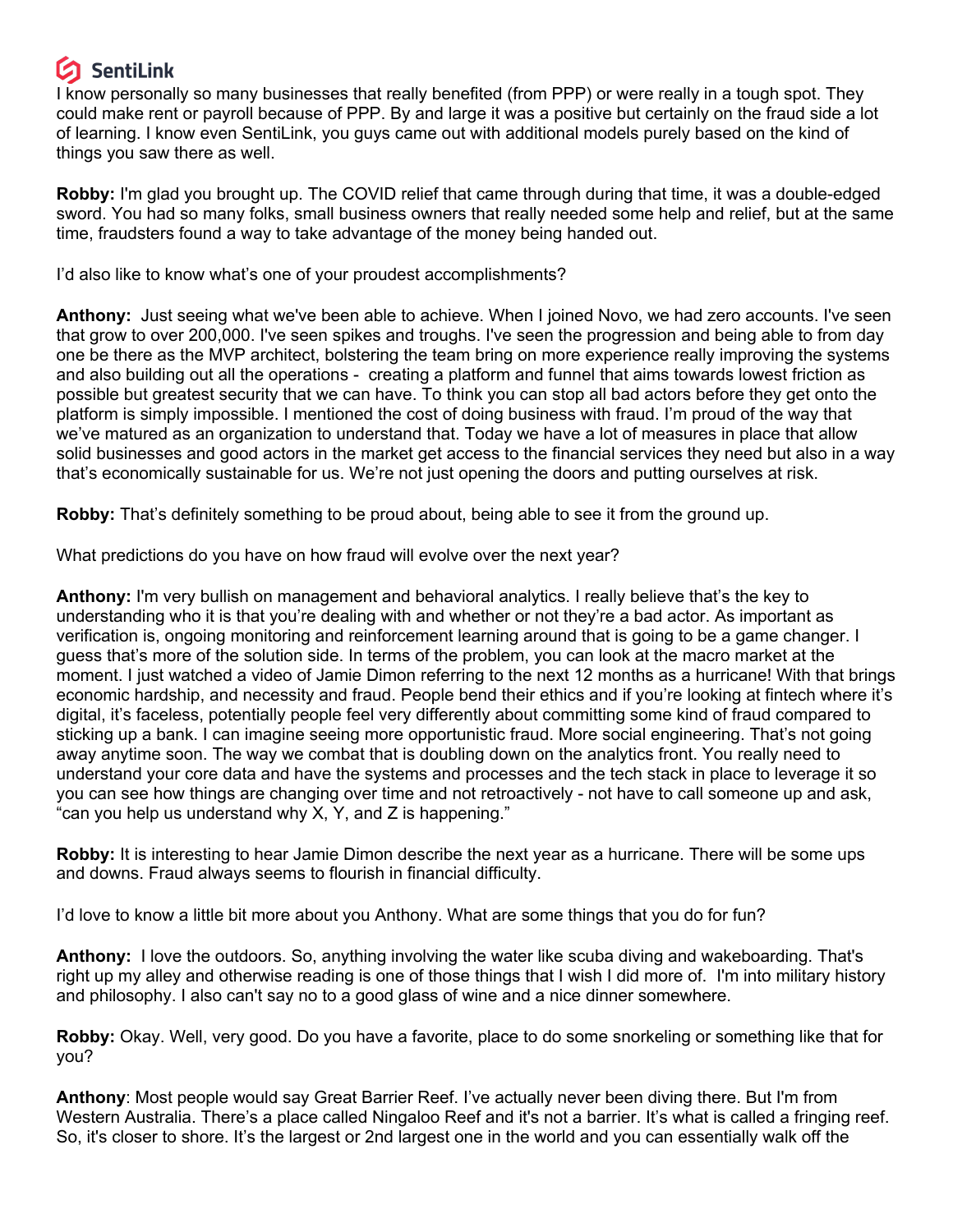I know personally so many businesses that really benefited (from PPP) or were really in a tough spot. They could make rent or payroll because of PPP. By and large it was a positive but certainly on the fraud side a lot of learning. I know even SentiLink, you guys came out with additional models purely based on the kind of things you saw there as well.

**Robby:** I'm glad you brought up. The COVID relief that came through during that time, it was a double-edged sword. You had so many folks, small business owners that really needed some help and relief, but at the same time, fraudsters found a way to take advantage of the money being handed out.

I'd also like to know what's one of your proudest accomplishments?

**Anthony:** Just seeing what we've been able to achieve. When I joined Novo, we had zero accounts. I've seen that grow to over 200,000. I've seen spikes and troughs. I've seen the progression and being able to from day one be there as the MVP architect, bolstering the team bring on more experience really improving the systems and also building out all the operations - creating a platform and funnel that aims towards lowest friction as possible but greatest security that we can have. To think you can stop all bad actors before they get onto the platform is simply impossible. I mentioned the cost of doing business with fraud. I'm proud of the way that we've matured as an organization to understand that. Today we have a lot of measures in place that allow solid businesses and good actors in the market get access to the financial services they need but also in a way that's economically sustainable for us. We're not just opening the doors and putting ourselves at risk.

**Robby:** That's definitely something to be proud about, being able to see it from the ground up.

What predictions do you have on how fraud will evolve over the next year?

**Anthony:** I'm very bullish on management and behavioral analytics. I really believe that's the key to understanding who it is that you're dealing with and whether or not they're a bad actor. As important as verification is, ongoing monitoring and reinforcement learning around that is going to be a game changer. I guess that's more of the solution side. In terms of the problem, you can look at the macro market at the moment. I just watched a video of Jamie Dimon referring to the next 12 months as a hurricane! With that brings economic hardship, and necessity and fraud. People bend their ethics and if you're looking at fintech where it's digital, it's faceless, potentially people feel very differently about committing some kind of fraud compared to sticking up a bank. I can imagine seeing more opportunistic fraud. More social engineering. That's not going away anytime soon. The way we combat that is doubling down on the analytics front. You really need to understand your core data and have the systems and processes and the tech stack in place to leverage it so you can see how things are changing over time and not retroactively - not have to call someone up and ask, "can you help us understand why X, Y, and Z is happening."

**Robby:** It is interesting to hear Jamie Dimon describe the next year as a hurricane. There will be some ups and downs. Fraud always seems to flourish in financial difficulty.

I'd love to know a little bit more about you Anthony. What are some things that you do for fun?

**Anthony:** I love the outdoors. So, anything involving the water like scuba diving and wakeboarding. That's right up my alley and otherwise reading is one of those things that I wish I did more of. I'm into military history and philosophy. I also can't say no to a good glass of wine and a nice dinner somewhere.

**Robby:** Okay. Well, very good. Do you have a favorite, place to do some snorkeling or something like that for you?

**Anthony**: Most people would say Great Barrier Reef. I've actually never been diving there. But I'm from Western Australia. There's a place called Ningaloo Reef and it's not a barrier. It's what is called a fringing reef. So, it's closer to shore. It's the largest or 2nd largest one in the world and you can essentially walk off the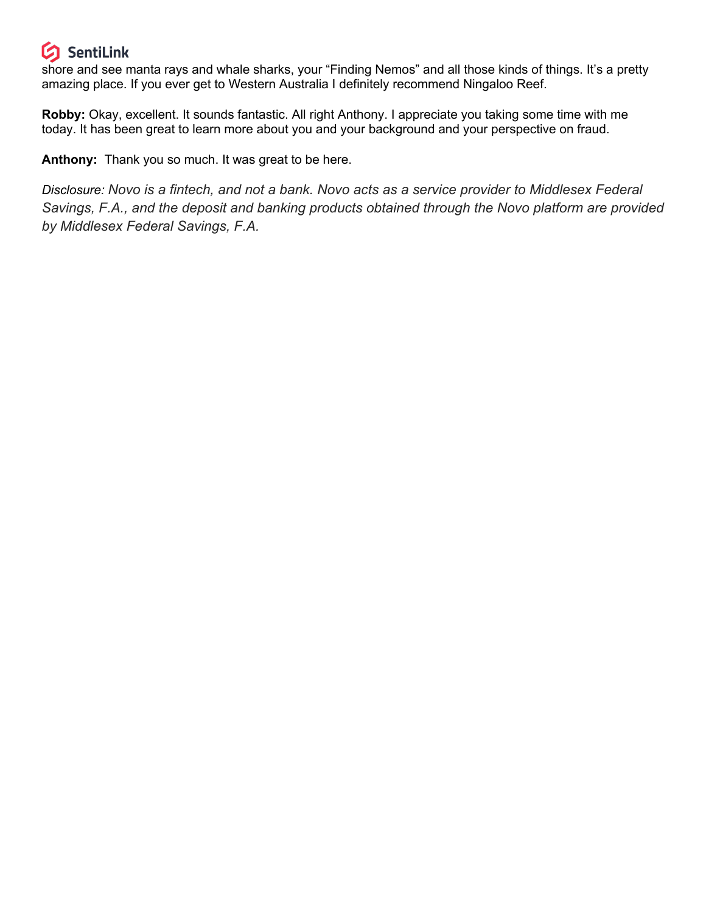shore and see manta rays and whale sharks, your "Finding Nemos" and all those kinds of things. It's a pretty amazing place. If you ever get to Western Australia I definitely recommend Ningaloo Reef.

**Robby:** Okay, excellent. It sounds fantastic. All right Anthony. I appreciate you taking some time with me today. It has been great to learn more about you and your background and your perspective on fraud.

**Anthony:** Thank you so much. It was great to be here.

*Disclosure: Novo is a fintech, and not a bank. Novo acts as a service provider to Middlesex Federal Savings, F.A., and the deposit and banking products obtained through the Novo platform are provided by Middlesex Federal Savings, F.A.*